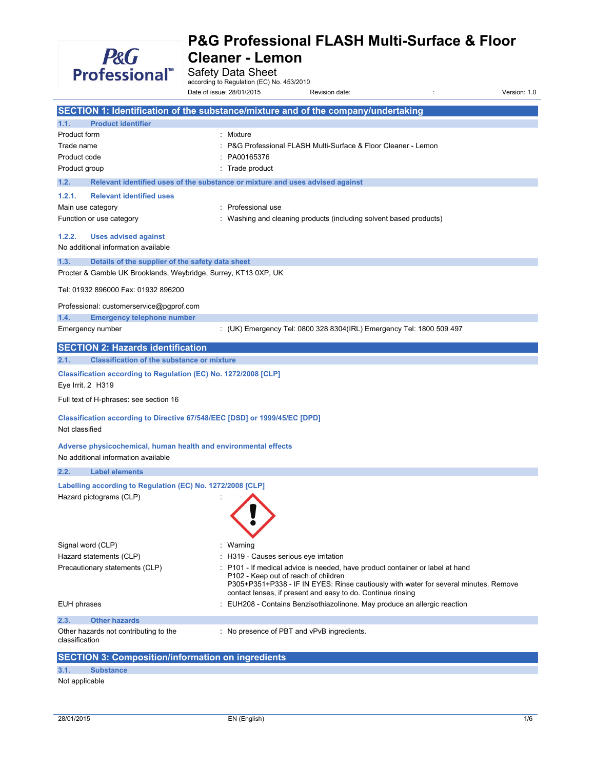# P&G Professional FLASH Multi-Surface & Floor Cleaner - Lemon

Safety Data Sheet
according to Regulation (EC) No. 453/2010

Date of issue: 28/01/2015 Revision date: : Version: 1.0

## SECTION 1: Identification of the substance/mixture and of the company/undertaking

### 1.1. Product identifier

| | |
|---|---|
| Product form | : Mixture |
| Trade name | : P&G Professional FLASH Multi-Surface & Floor Cleaner - Lemon |
| Product code | : PA00165376 |
| Product group | : Trade product |

### 1.2. Relevant identified uses of the substance or mixture and uses advised against

#### 1.2.1. Relevant identified uses

| | |
|---|---|
| Main use category | : Professional use |
| Function or use category | : Washing and cleaning products (including solvent based products) |

#### 1.2.2. Uses advised against

No additional information available

### 1.3. Details of the supplier of the safety data sheet

Procter & Gamble UK Brooklands, Weybridge, Surrey, KT13 0XP, UK

Tel: 01932 896000 Fax: 01932 896200

Professional: customerservice@pgprof.com

### 1.4. Emergency telephone number

| | |
|---|---|
| Emergency number | : (UK) Emergency Tel: 0800 328 8304(IRL) Emergency Tel: 1800 509 497 |

## SECTION 2: Hazards identification

### 2.1. Classification of the substance or mixture

**Classification according to Regulation (EC) No. 1272/2008 [CLP]**

Eye Irrit. 2 H319

Full text of H-phrases: see section 16

**Classification according to Directive 67/548/EEC [DSD] or 1999/45/EC [DPD]**

Not classified

**Adverse physicochemical, human health and environmental effects**

No additional information available

### 2.2. Label elements

**Labelling according to Regulation (EC) No. 1272/2008 [CLP]**

| | |
|---|---|
| Hazard pictograms (CLP) | : |
| Signal word (CLP) | : Warning |
| Hazard statements (CLP) | : H319 - Causes serious eye irritation |
| Precautionary statements (CLP) | : P101 - If medical advice is needed, have product container or label at hand<br>P102 - Keep out of reach of children<br>P305+P351+P338 - IF IN EYES: Rinse cautiously with water for several minutes. Remove contact lenses, if present and easy to do. Continue rinsing |
| EUH phrases | : EUH208 - Contains Benzisothiazolinone. May produce an allergic reaction |

### 2.3. Other hazards

| | |
|---|---|
| Other hazards not contributing to the classification | : No presence of PBT and vPvB ingredients. |

## SECTION 3: Composition/information on ingredients

### 3.1. Substance

Not applicable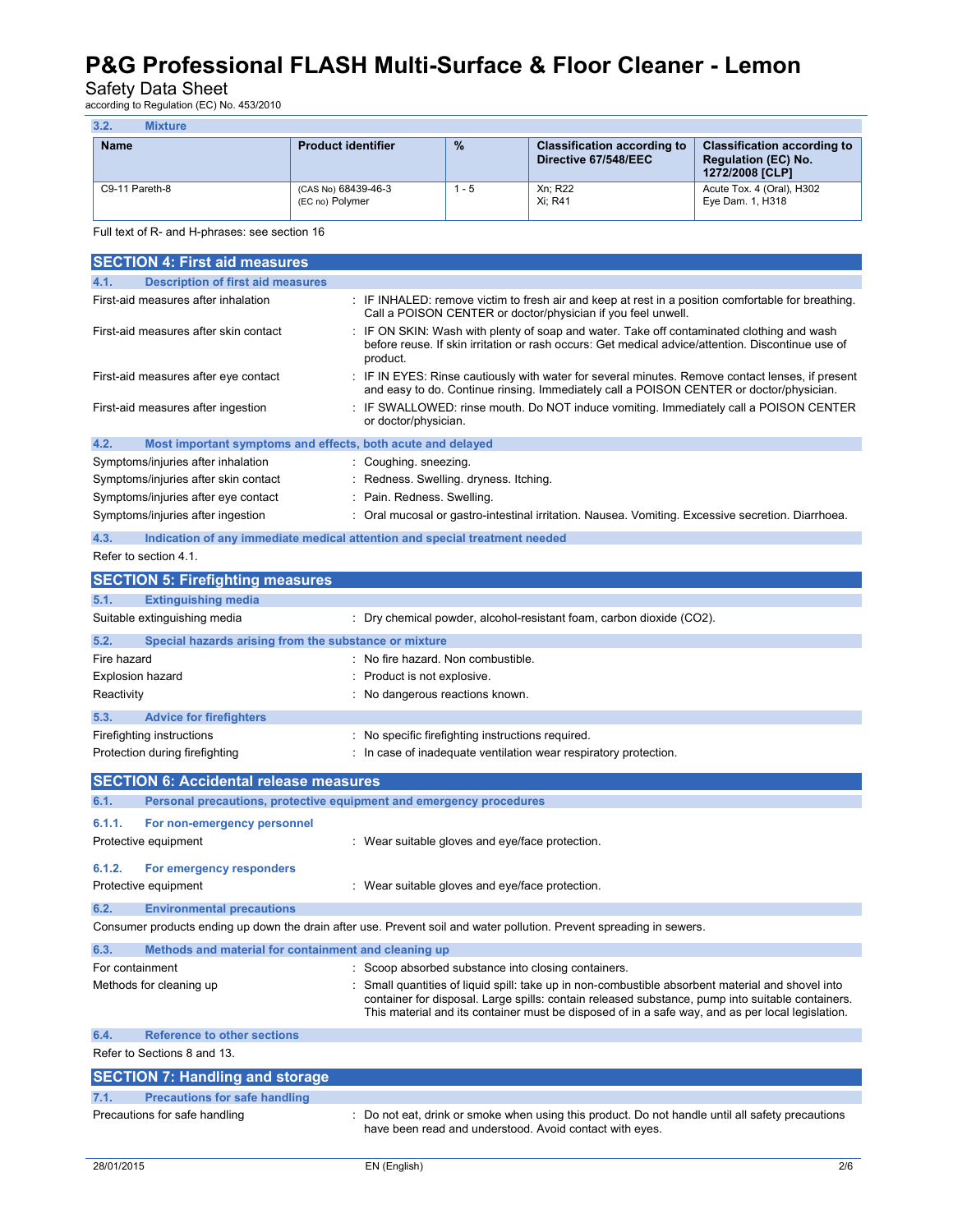### 3.2. Mixture

| Name | Product identifier | % | Classification according to Directive 67/548/EEC | Classification according to Regulation (EC) No. 1272/2008 [CLP] |
|---|---|---|---|---|
| C9-11 Pareth-8 | (CAS No) 68439-46-3<br>(EC no) Polymer | 1 - 5 | Xn; R22<br>Xi; R41 | Acute Tox. 4 (Oral), H302<br>Eye Dam. 1, H318 |

Full text of R- and H-phrases: see section 16

## SECTION 4: First aid measures

### 4.1. Description of first aid measures

| | |
|---|---|
| First-aid measures after inhalation | : IF INHALED: remove victim to fresh air and keep at rest in a position comfortable for breathing. Call a POISON CENTER or doctor/physician if you feel unwell. |
| First-aid measures after skin contact | : IF ON SKIN: Wash with plenty of soap and water. Take off contaminated clothing and wash before reuse. If skin irritation or rash occurs: Get medical advice/attention. Discontinue use of product. |
| First-aid measures after eye contact | : IF IN EYES: Rinse cautiously with water for several minutes. Remove contact lenses, if present and easy to do. Continue rinsing. Immediately call a POISON CENTER or doctor/physician. |
| First-aid measures after ingestion | : IF SWALLOWED: rinse mouth. Do NOT induce vomiting. Immediately call a POISON CENTER or doctor/physician. |

### 4.2. Most important symptoms and effects, both acute and delayed

| | |
|---|---|
| Symptoms/injuries after inhalation | : Coughing. sneezing. |
| Symptoms/injuries after skin contact | : Redness. Swelling. dryness. Itching. |
| Symptoms/injuries after eye contact | : Pain. Redness. Swelling. |
| Symptoms/injuries after ingestion | : Oral mucosal or gastro-intestinal irritation. Nausea. Vomiting. Excessive secretion. Diarrhoea. |

### 4.3. Indication of any immediate medical attention and special treatment needed

Refer to section 4.1.

## SECTION 5: Firefighting measures

### 5.1. Extinguishing media

| | |
|---|---|
| Suitable extinguishing media | : Dry chemical powder, alcohol-resistant foam, carbon dioxide ($CO_2$). |

### 5.2. Special hazards arising from the substance or mixture

| | |
|---|---|
| Fire hazard | : No fire hazard. Non combustible. |
| Explosion hazard | : Product is not explosive. |
| Reactivity | : No dangerous reactions known. |

### 5.3. Advice for firefighters

| | |
|---|---|
| Firefighting instructions | : No specific firefighting instructions required. |
| Protection during firefighting | : In case of inadequate ventilation wear respiratory protection. |

## SECTION 6: Accidental release measures

### 6.1. Personal precautions, protective equipment and emergency procedures

#### 6.1.1. For non-emergency personnel

| | |
|---|---|
| Protective equipment | : Wear suitable gloves and eye/face protection. |

#### 6.1.2. For emergency responders

| | |
|---|---|
| Protective equipment | : Wear suitable gloves and eye/face protection. |

### 6.2. Environmental precautions

Consumer products ending up down the drain after use. Prevent soil and water pollution. Prevent spreading in sewers.

### 6.3. Methods and material for containment and cleaning up

| | |
|---|---|
| For containment | : Scoop absorbed substance into closing containers. |
| Methods for cleaning up | : Small quantities of liquid spill: take up in non-combustible absorbent material and shovel into container for disposal. Large spills: contain released substance, pump into suitable containers. This material and its container must be disposed of in a safe way, and as per local legislation. |

### 6.4. Reference to other sections

Refer to Sections 8 and 13.

## SECTION 7: Handling and storage

### 7.1. Precautions for safe handling

| | |
|---|---|
| Precautions for safe handling | : Do not eat, drink or smoke when using this product. Do not handle until all safety precautions have been read and understood. Avoid contact with eyes. |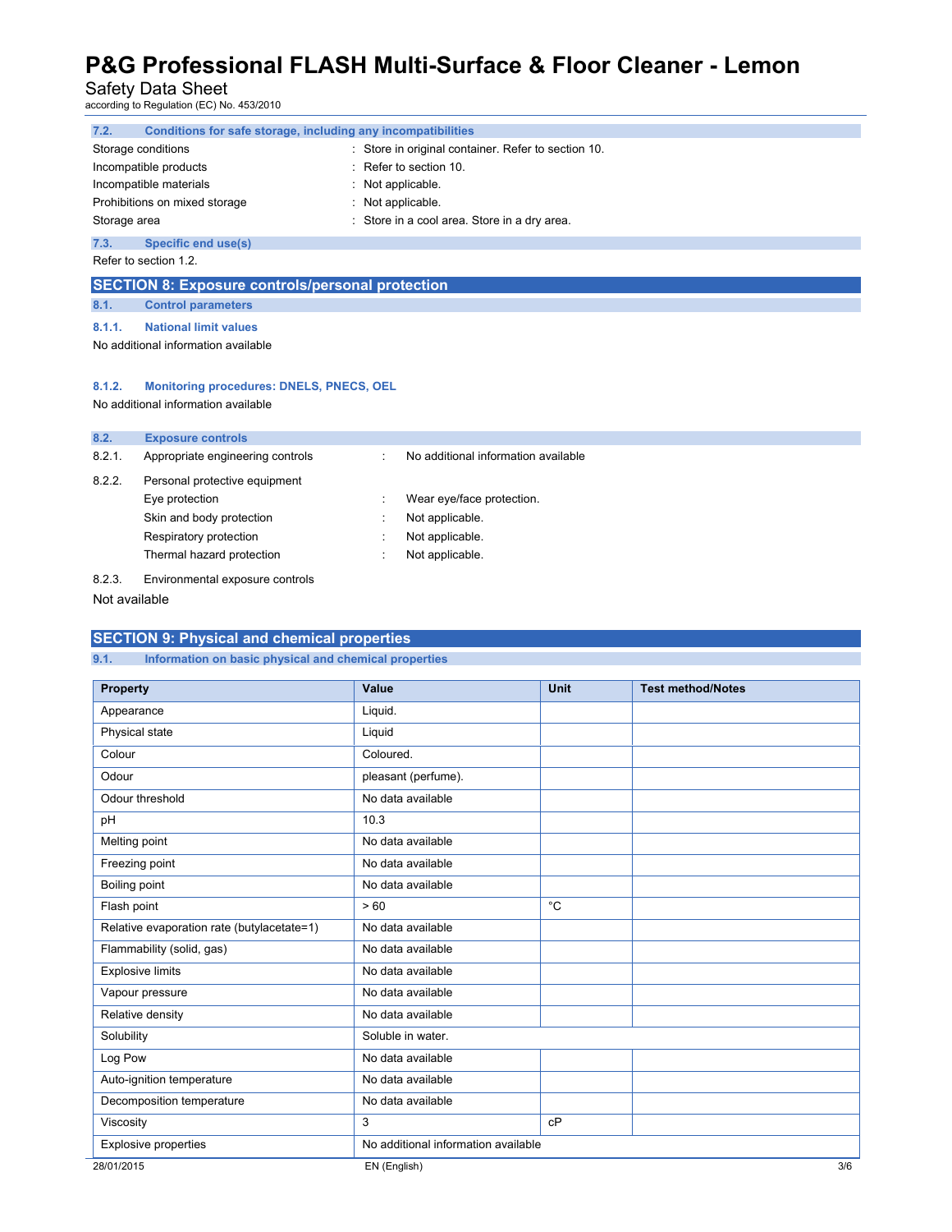### 7.2. Conditions for safe storage, including any incompatibilities

| | |
|---|---|
| Storage conditions | : Store in original container. Refer to section 10. |
| Incompatible products | : Refer to section 10. |
| Incompatible materials | : Not applicable. |
| Prohibitions on mixed storage | : Not applicable. |
| Storage area | : Store in a cool area. Store in a dry area. |

### 7.3. Specific end use(s)

Refer to section 1.2.

## SECTION 8: Exposure controls/personal protection

### 8.1. Control parameters

#### 8.1.1. National limit values

No additional information available

#### 8.1.2. Monitoring procedures: DNELS, PNECS, OEL

No additional information available

### 8.2. Exposure controls

8.2.1. Appropriate engineering controls : No additional information available

8.2.2. Personal protective equipment

| | |
|---|---|
| Eye protection | : Wear eye/face protection. |
| Skin and body protection | : Not applicable. |
| Respiratory protection | : Not applicable. |
| Thermal hazard protection | : Not applicable. |

8.2.3. Environmental exposure controls

Not available

## SECTION 9: Physical and chemical properties

### 9.1. Information on basic physical and chemical properties

| Property | Value | Unit | Test method/Notes |
|---|---|---|---|
| Appearance | Liquid. | | |
| Physical state | Liquid | | |
| Colour | Coloured. | | |
| Odour | pleasant (perfume). | | |
| Odour threshold | No data available | | |
| pH | 10.3 | | |
| Melting point | No data available | | |
| Freezing point | No data available | | |
| Boiling point | No data available | | |
| Flash point | > 60 | °C | |
| Relative evaporation rate (butylacetate=1) | No data available | | |
| Flammability (solid, gas) | No data available | | |
| Explosive limits | No data available | | |
| Vapour pressure | No data available | | |
| Relative density | No data available | | |
| Solubility | Soluble in water. | | |
| Log Pow | No data available | | |
| Auto-ignition temperature | No data available | | |
| Decomposition temperature | No data available | | |
| Viscosity | 3 | cP | |
| Explosive properties | No additional information available | | |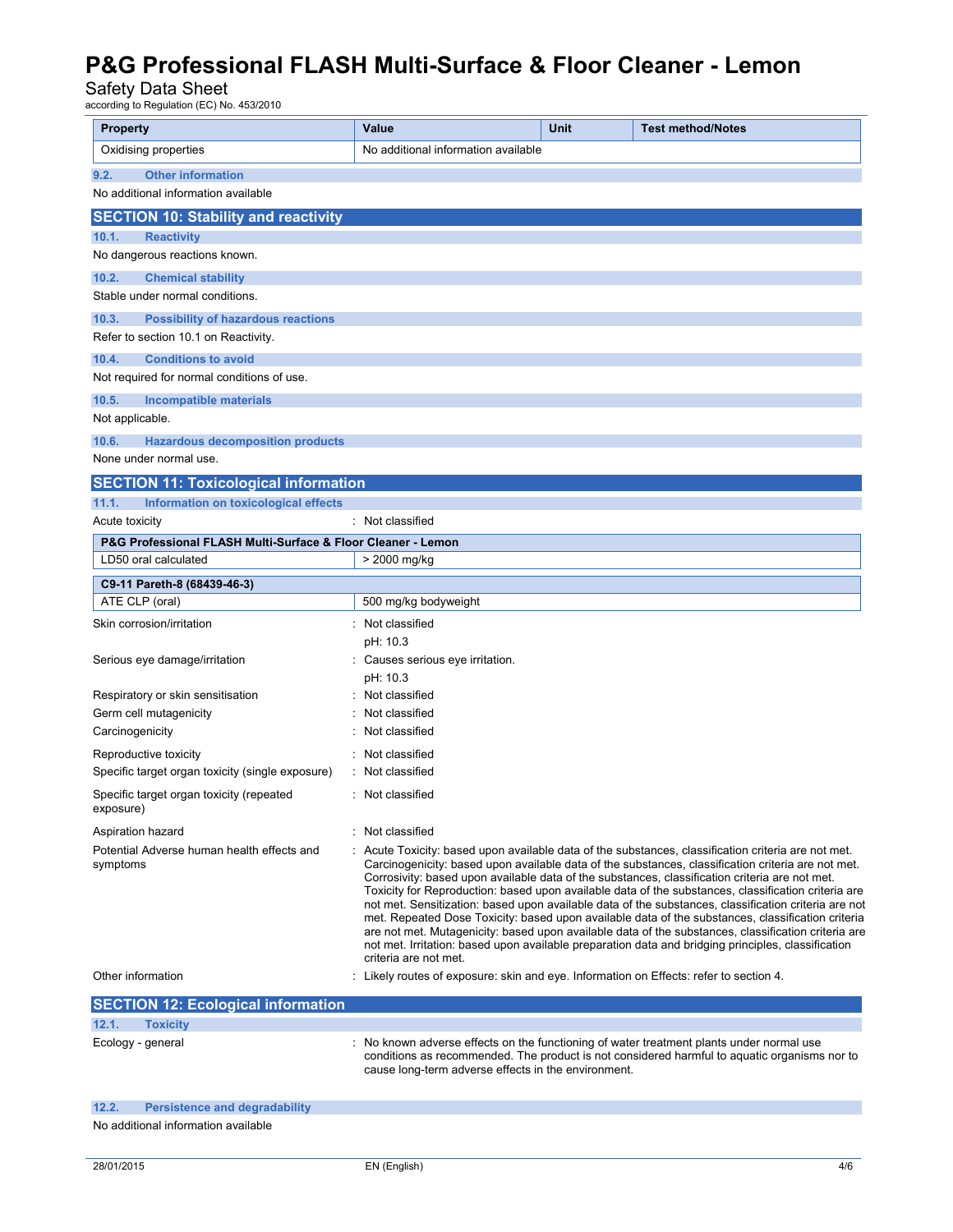| Property | Value | Unit | Test method/Notes |
|---|---|---|---|
| Oxidising properties | No additional information available | | |

### 9.2. Other information

No additional information available

## SECTION 10: Stability and reactivity

### 10.1. Reactivity

No dangerous reactions known.

### 10.2. Chemical stability

Stable under normal conditions.

### 10.3. Possibility of hazardous reactions

Refer to section 10.1 on Reactivity.

### 10.4. Conditions to avoid

Not required for normal conditions of use.

### 10.5. Incompatible materials

Not applicable.

### 10.6. Hazardous decomposition products

None under normal use.

## SECTION 11: Toxicological information

### 11.1. Information on toxicological effects

Acute toxicity : Not classified

| P&G Professional FLASH Multi-Surface & Floor Cleaner - Lemon | |
|---|---|
| LD50 oral calculated | > 2000 mg/kg |

| C9-11 Pareth-8 (68439-46-3) | |
|---|---|
| ATE CLP (oral) | 500 mg/kg bodyweight |

Skin corrosion/irritation : Not classified
pH: 10.3

Serious eye damage/irritation : Causes serious eye irritation.
pH: 10.3

Respiratory or skin sensitisation : Not classified

Germ cell mutagenicity : Not classified

Carcinogenicity : Not classified

Reproductive toxicity : Not classified

Specific target organ toxicity (single exposure) : Not classified

Specific target organ toxicity (repeated exposure) : Not classified

Aspiration hazard : Not classified

Potential Adverse human health effects and symptoms : Acute Toxicity: based upon available data of the substances, classification criteria are not met. Carcinogenicity: based upon available data of the substances, classification criteria are not met. Corrosivity: based upon available data of the substances, classification criteria are not met. Toxicity for Reproduction: based upon available data of the substances, classification criteria are not met. Sensitization: based upon available data of the substances, classification criteria are not met. Repeated Dose Toxicity: based upon available data of the substances, classification criteria are not met. Mutagenicity: based upon available data of the substances, classification criteria are not met. Irritation: based upon available preparation data and bridging principles, classification criteria are not met.

Other information : Likely routes of exposure: skin and eye. Information on Effects: refer to section 4.

## SECTION 12: Ecological information

### 12.1. Toxicity

Ecology - general : No known adverse effects on the functioning of water treatment plants under normal use conditions as recommended. The product is not considered harmful to aquatic organisms nor to cause long-term adverse effects in the environment.

### 12.2. Persistence and degradability

No additional information available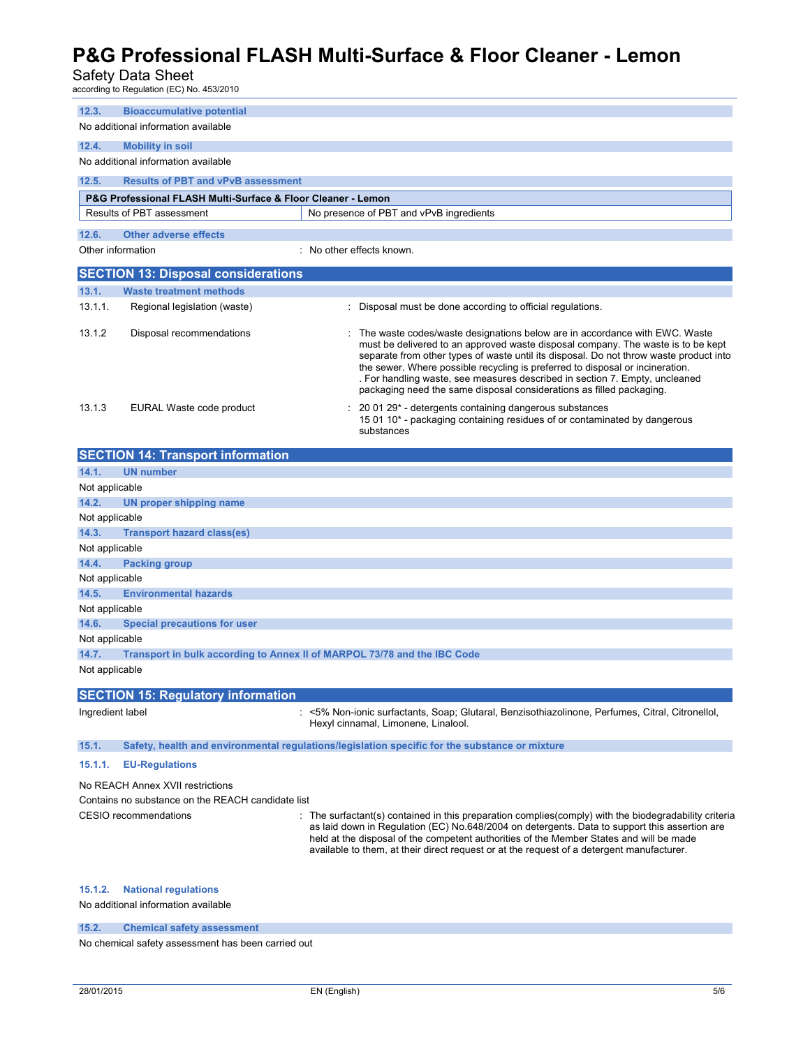### 12.3. Bioaccumulative potential

No additional information available

### 12.4. Mobility in soil

No additional information available

### 12.5. Results of PBT and vPvB assessment

| P&G Professional FLASH Multi-Surface & Floor Cleaner - Lemon | |
|---|---|
| Results of PBT assessment | No presence of PBT and vPvB ingredients |

### 12.6. Other adverse effects

Other information : No other effects known.

## SECTION 13: Disposal considerations

### 13.1. Waste treatment methods

13.1.1. Regional legislation (waste) : Disposal must be done according to official regulations.

13.1.2 Disposal recommendations : The waste codes/waste designations below are in accordance with EWC. Waste must be delivered to an approved waste disposal company. The waste is to be kept separate from other types of waste until its disposal. Do not throw waste product into the sewer. Where possible recycling is preferred to disposal or incineration. . For handling waste, see measures described in section 7. Empty, uncleaned packaging need the same disposal considerations as filled packaging.

13.1.3 EURAL Waste code product : 20 01 29* - detergents containing dangerous substances
15 01 10* - packaging containing residues of or contaminated by dangerous substances

## SECTION 14: Transport information

### 14.1. UN number

Not applicable

### 14.2. UN proper shipping name

Not applicable

### 14.3. Transport hazard class(es)

Not applicable

### 14.4. Packing group

Not applicable

### 14.5. Environmental hazards

Not applicable

### 14.6. Special precautions for user

Not applicable

### 14.7. Transport in bulk according to Annex II of MARPOL 73/78 and the IBC Code

Not applicable

## SECTION 15: Regulatory information

Ingredient label : <5% Non-ionic surfactants, Soap; Glutaral, Benzisothiazolinone, Perfumes, Citral, Citronellol, Hexyl cinnamal, Limonene, Linalool.

### 15.1. Safety, health and environmental regulations/legislation specific for the substance or mixture

#### 15.1.1. EU-Regulations

No REACH Annex XVII restrictions

Contains no substance on the REACH candidate list

CESIO recommendations : The surfactant(s) contained in this preparation complies(comply) with the biodegradability criteria as laid down in Regulation (EC) No.648/2004 on detergents. Data to support this assertion are held at the disposal of the competent authorities of the Member States and will be made available to them, at their direct request or at the request of a detergent manufacturer.

#### 15.1.2. National regulations

No additional information available

### 15.2. Chemical safety assessment

No chemical safety assessment has been carried out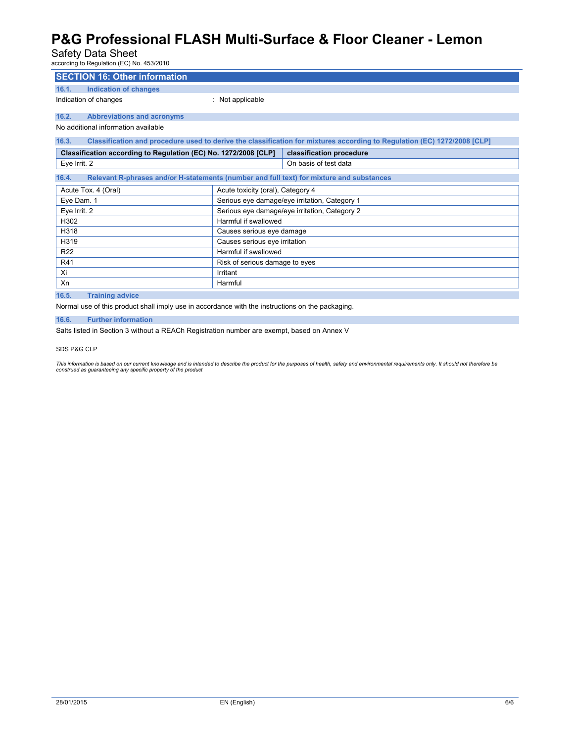## SECTION 16: Other information

### 16.1. Indication of changes

Indication of changes : Not applicable

### 16.2. Abbreviations and acronyms

No additional information available

### 16.3. Classification and procedure used to derive the classification for mixtures according to Regulation (EC) 1272/2008 [CLP]

| Classification according to Regulation (EC) No. 1272/2008 [CLP] | classification procedure |
|---|---|
| Eye Irrit. 2 | On basis of test data |

### 16.4. Relevant R-phrases and/or H-statements (number and full text) for mixture and substances

| | |
|---|---|
| Acute Tox. 4 (Oral) | Acute toxicity (oral), Category 4 |
| Eye Dam. 1 | Serious eye damage/eye irritation, Category 1 |
| Eye Irrit. 2 | Serious eye damage/eye irritation, Category 2 |
| H302 | Harmful if swallowed |
| H318 | Causes serious eye damage |
| H319 | Causes serious eye irritation |
| R22 | Harmful if swallowed |
| R41 | Risk of serious damage to eyes |
| Xi | Irritant |
| Xn | Harmful |

### 16.5. Training advice

Normal use of this product shall imply use in accordance with the instructions on the packaging.

### 16.6. Further information

Salts listed in Section 3 without a REACh Registration number are exempt, based on Annex V

SDS P&G CLP

*This information is based on our current knowledge and is intended to describe the product for the purposes of health, safety and environmental requirements only. It should not therefore be construed as guaranteeing any specific property of the product*